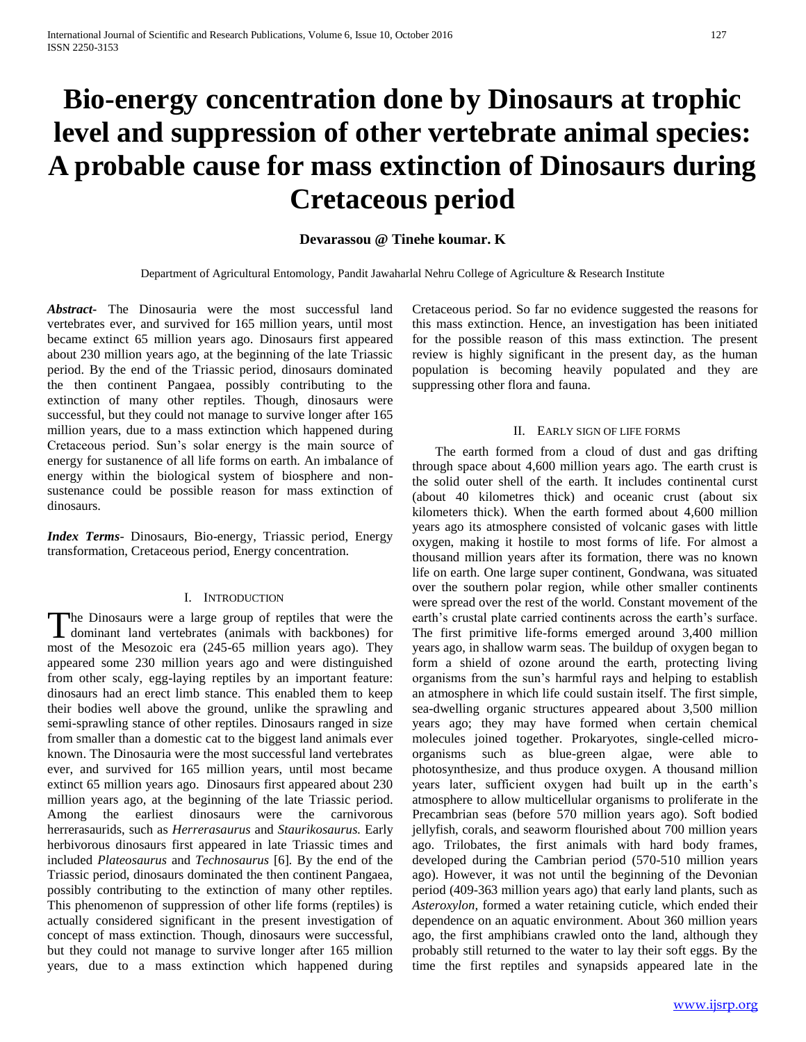# Bio-energy concentration done by Dinosaurs at trophic level and suppression of other vertebrate animal species: A probable cause for mass extinction of Dinosaurs during Cretaceous period

**Devarassou @ Tinehe koumar. K**

Department of Agricultural Entomology, Pandit Jawaharlal Nehru College of Agriculture & Research Institute

***Abstract***- The Dinosauria were the most successful land vertebrates ever, and survived for 165 million years, until most became extinct 65 million years ago. Dinosaurs first appeared about 230 million years ago, at the beginning of the late Triassic period. By the end of the Triassic period, dinosaurs dominated the then continent Pangaea, possibly contributing to the extinction of many other reptiles. Though, dinosaurs were successful, but they could not manage to survive longer after 165 million years, due to a mass extinction which happened during Cretaceous period. Sun's solar energy is the main source of energy for sustenance of all life forms on earth. An imbalance of energy within the biological system of biosphere and non-sustenance could be possible reason for mass extinction of dinosaurs.

***Index Terms***- Dinosaurs, Bio-energy, Triassic period, Energy transformation, Cretaceous period, Energy concentration.

## I. Introduction

The Dinosaurs were a large group of reptiles that were the dominant land vertebrates (animals with backbones) for most of the Mesozoic era (245-65 million years ago). They appeared some 230 million years ago and were distinguished from other scaly, egg-laying reptiles by an important feature: dinosaurs had an erect limb stance. This enabled them to keep their bodies well above the ground, unlike the sprawling and semi-sprawling stance of other reptiles. Dinosaurs ranged in size from smaller than a domestic cat to the biggest land animals ever known. The Dinosauria were the most successful land vertebrates ever, and survived for 165 million years, until most became extinct 65 million years ago. Dinosaurs first appeared about 230 million years ago, at the beginning of the late Triassic period. Among the earliest dinosaurs were the carnivorous herrerasaurids, such as *Herrerasaurus* and *Staurikosaurus.* Early herbivorous dinosaurs first appeared in late Triassic times and included *Plateosaurus* and *Technosaurus* [6]. By the end of the Triassic period, dinosaurs dominated the then continent Pangaea, possibly contributing to the extinction of many other reptiles. This phenomenon of suppression of other life forms (reptiles) is actually considered significant in the present investigation of concept of mass extinction. Though, dinosaurs were successful, but they could not manage to survive longer after 165 million years, due to a mass extinction which happened during Cretaceous period. So far no evidence suggested the reasons for this mass extinction. Hence, an investigation has been initiated for the possible reason of this mass extinction. The present review is highly significant in the present day, as the human population is becoming heavily populated and they are suppressing other flora and fauna.

## II. Early sign of life forms

The earth formed from a cloud of dust and gas drifting through space about 4,600 million years ago. The earth crust is the solid outer shell of the earth. It includes continental curst (about 40 kilometres thick) and oceanic crust (about six kilometers thick). When the earth formed about 4,600 million years ago its atmosphere consisted of volcanic gases with little oxygen, making it hostile to most forms of life. For almost a thousand million years after its formation, there was no known life on earth. One large super continent, Gondwana, was situated over the southern polar region, while other smaller continents were spread over the rest of the world. Constant movement of the earth's crustal plate carried continents across the earth's surface. The first primitive life-forms emerged around 3,400 million years ago, in shallow warm seas. The buildup of oxygen began to form a shield of ozone around the earth, protecting living organisms from the sun's harmful rays and helping to establish an atmosphere in which life could sustain itself. The first simple, sea-dwelling organic structures appeared about 3,500 million years ago; they may have formed when certain chemical molecules joined together. Prokaryotes, single-celled micro-organisms such as blue-green algae, were able to photosynthesize, and thus produce oxygen. A thousand million years later, sufficient oxygen had built up in the earth's atmosphere to allow multicellular organisms to proliferate in the Precambrian seas (before 570 million years ago). Soft bodied jellyfish, corals, and seaworm flourished about 700 million years ago. Trilobates, the first animals with hard body frames, developed during the Cambrian period (570-510 million years ago). However, it was not until the beginning of the Devonian period (409-363 million years ago) that early land plants, such as *Asteroxylon,* formed a water retaining cuticle, which ended their dependence on an aquatic environment. About 360 million years ago, the first amphibians crawled onto the land, although they probably still returned to the water to lay their soft eggs. By the time the first reptiles and synapsids appeared late in the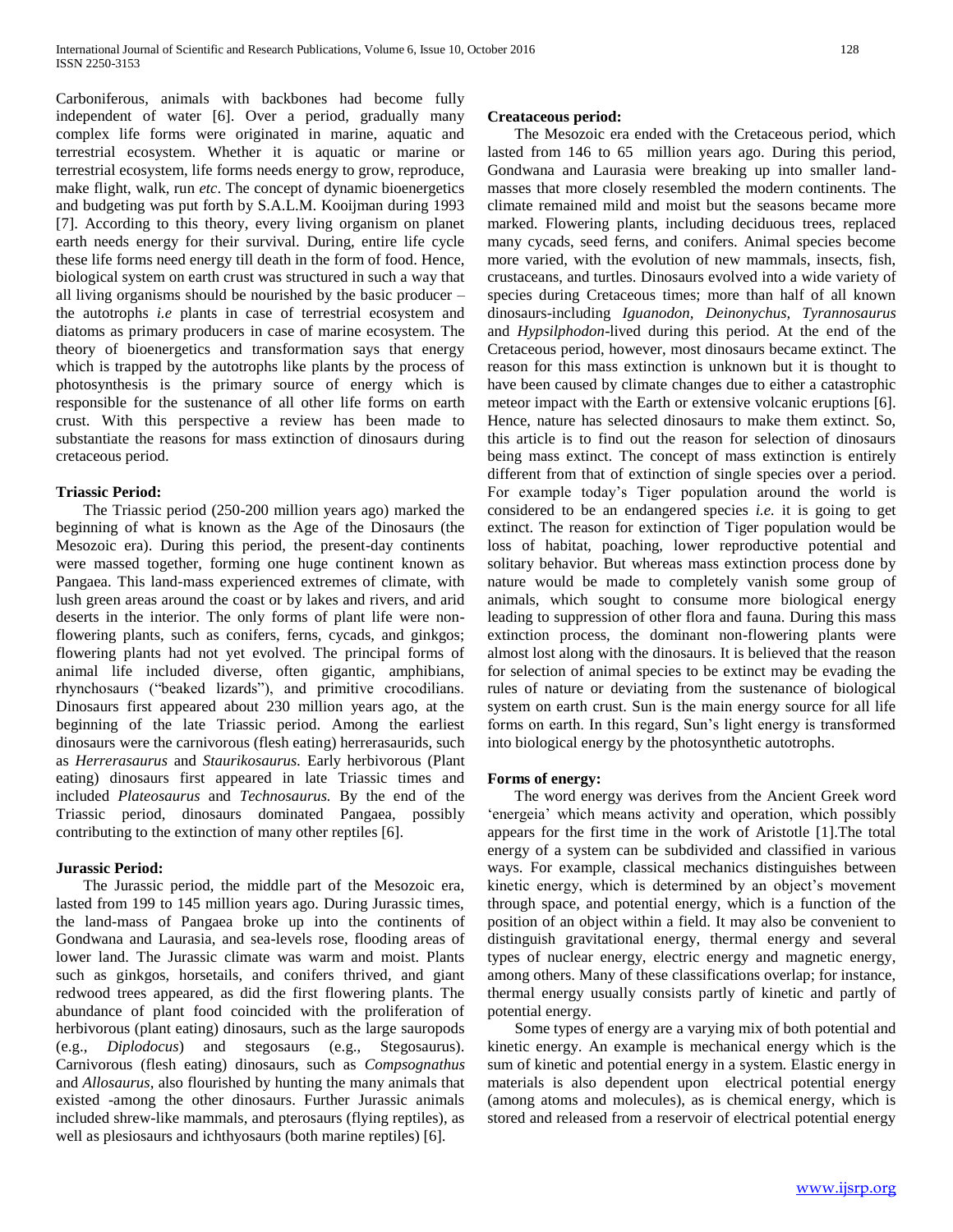Carboniferous, animals with backbones had become fully independent of water [6]. Over a period, gradually many complex life forms were originated in marine, aquatic and terrestrial ecosystem. Whether it is aquatic or marine or terrestrial ecosystem, life forms needs energy to grow, reproduce, make flight, walk, run *etc*. The concept of dynamic bioenergetics and budgeting was put forth by S.A.L.M. Kooijman during 1993 [7]. According to this theory, every living organism on planet earth needs energy for their survival. During, entire life cycle these life forms need energy till death in the form of food. Hence, biological system on earth crust was structured in such a way that all living organisms should be nourished by the basic producer – the autotrophs *i.e* plants in case of terrestrial ecosystem and diatoms as primary producers in case of marine ecosystem. The theory of bioenergetics and transformation says that energy which is trapped by the autotrophs like plants by the process of photosynthesis is the primary source of energy which is responsible for the sustenance of all other life forms on earth crust. With this perspective a review has been made to substantiate the reasons for mass extinction of dinosaurs during cretaceous period.

**Triassic Period:**

The Triassic period (250-200 million years ago) marked the beginning of what is known as the Age of the Dinosaurs (the Mesozoic era). During this period, the present-day continents were massed together, forming one huge continent known as Pangaea. This land-mass experienced extremes of climate, with lush green areas around the coast or by lakes and rivers, and arid deserts in the interior. The only forms of plant life were non-flowering plants, such as conifers, ferns, cycads, and ginkgos; flowering plants had not yet evolved. The principal forms of animal life included diverse, often gigantic, amphibians, rhynchosaurs ("beaked lizards"), and primitive crocodilians. Dinosaurs first appeared about 230 million years ago, at the beginning of the late Triassic period. Among the earliest dinosaurs were the carnivorous (flesh eating) herrerasaurids, such as *Herrerasaurus* and *Staurikosaurus.* Early herbivorous (Plant eating) dinosaurs first appeared in late Triassic times and included *Plateosaurus* and *Technosaurus.* By the end of the Triassic period, dinosaurs dominated Pangaea, possibly contributing to the extinction of many other reptiles [6].

**Jurassic Period:**

The Jurassic period, the middle part of the Mesozoic era, lasted from 199 to 145 million years ago. During Jurassic times, the land-mass of Pangaea broke up into the continents of Gondwana and Laurasia, and sea-levels rose, flooding areas of lower land. The Jurassic climate was warm and moist. Plants such as ginkgos, horsetails, and conifers thrived, and giant redwood trees appeared, as did the first flowering plants. The abundance of plant food coincided with the proliferation of herbivorous (plant eating) dinosaurs, such as the large sauropods (e.g., *Diplodocus*) and stegosaurs (e.g., Stegosaurus). Carnivorous (flesh eating) dinosaurs, such as *Compsognathus* and *Allosaurus,* also flourished by hunting the many animals that existed -among the other dinosaurs. Further Jurassic animals included shrew-like mammals, and pterosaurs (flying reptiles), as well as plesiosaurs and ichthyosaurs (both marine reptiles) [6].

**Createaceous period:**

The Mesozoic era ended with the Cretaceous period, which lasted from 146 to 65 million years ago. During this period, Gondwana and Laurasia were breaking up into smaller land-masses that more closely resembled the modern continents. The climate remained mild and moist but the seasons became more marked. Flowering plants, including deciduous trees, replaced many cycads, seed ferns, and conifers. Animal species become more varied, with the evolution of new mammals, insects, fish, crustaceans, and turtles. Dinosaurs evolved into a wide variety of species during Cretaceous times; more than half of all known dinosaurs-including *Iguanodon, Deinonychus, Tyrannosaurus* and *Hypsilphodon*-lived during this period. At the end of the Cretaceous period, however, most dinosaurs became extinct. The reason for this mass extinction is unknown but it is thought to have been caused by climate changes due to either a catastrophic meteor impact with the Earth or extensive volcanic eruptions [6]. Hence, nature has selected dinosaurs to make them extinct. So, this article is to find out the reason for selection of dinosaurs being mass extinct. The concept of mass extinction is entirely different from that of extinction of single species over a period. For example today's Tiger population around the world is considered to be an endangered species *i.e.* it is going to get extinct. The reason for extinction of Tiger population would be loss of habitat, poaching, lower reproductive potential and solitary behavior. But whereas mass extinction process done by nature would be made to completely vanish some group of animals, which sought to consume more biological energy leading to suppression of other flora and fauna. During this mass extinction process, the dominant non-flowering plants were almost lost along with the dinosaurs. It is believed that the reason for selection of animal species to be extinct may be evading the rules of nature or deviating from the sustenance of biological system on earth crust. Sun is the main energy source for all life forms on earth. In this regard, Sun's light energy is transformed into biological energy by the photosynthetic autotrophs.

**Forms of energy:**

The word energy was derives from the Ancient Greek word 'energeia' which means activity and operation, which possibly appears for the first time in the work of Aristotle [1].The total energy of a system can be subdivided and classified in various ways. For example, classical mechanics distinguishes between kinetic energy, which is determined by an object's movement through space, and potential energy, which is a function of the position of an object within a field. It may also be convenient to distinguish gravitational energy, thermal energy and several types of nuclear energy, electric energy and magnetic energy, among others. Many of these classifications overlap; for instance, thermal energy usually consists partly of kinetic and partly of potential energy.

Some types of energy are a varying mix of both potential and kinetic energy. An example is mechanical energy which is the sum of kinetic and potential energy in a system. Elastic energy in materials is also dependent upon electrical potential energy (among atoms and molecules), as is chemical energy, which is stored and released from a reservoir of electrical potential energy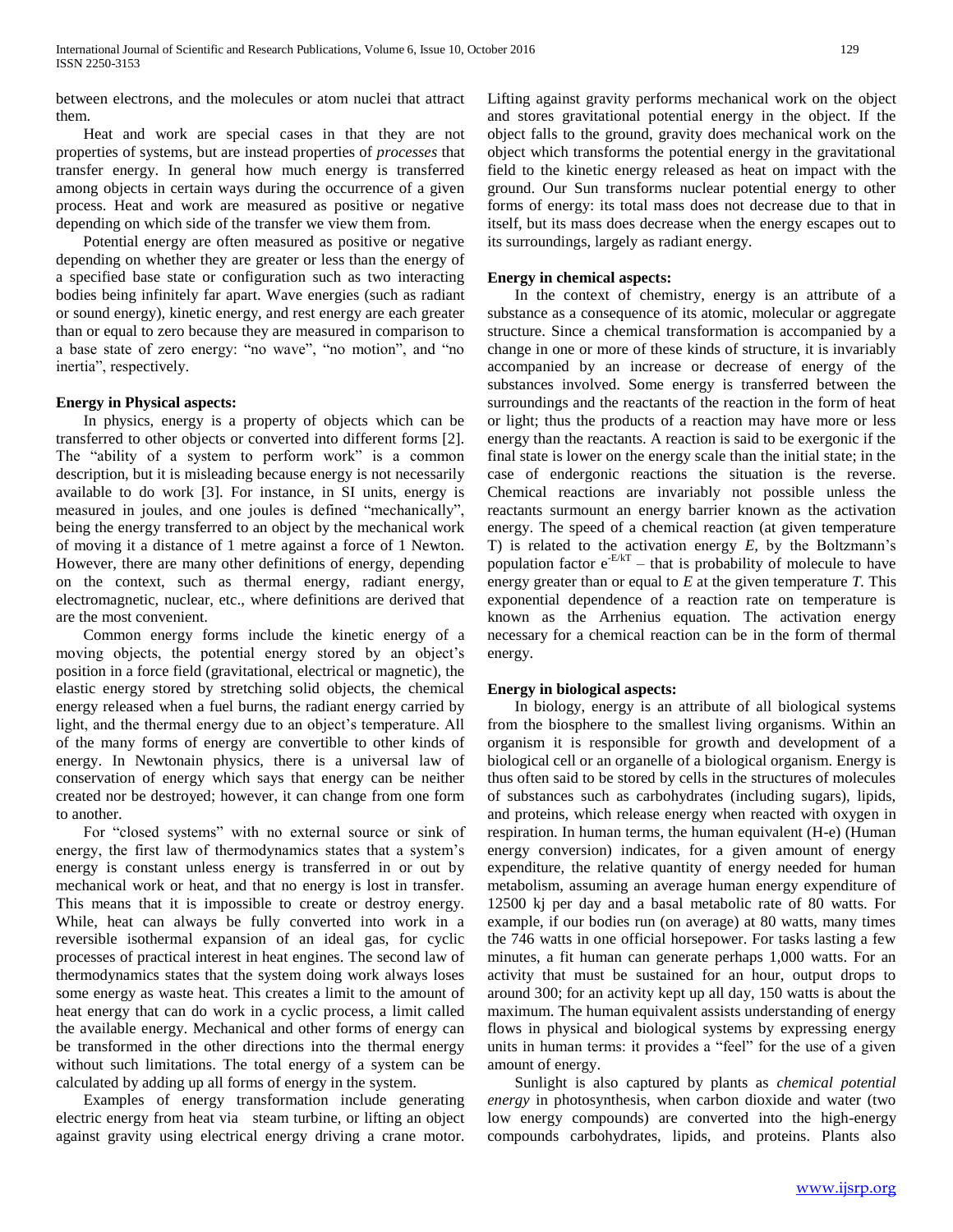between electrons, and the molecules or atom nuclei that attract them.

Heat and work are special cases in that they are not properties of systems, but are instead properties of *processes* that transfer energy. In general how much energy is transferred among objects in certain ways during the occurrence of a given process. Heat and work are measured as positive or negative depending on which side of the transfer we view them from.

Potential energy are often measured as positive or negative depending on whether they are greater or less than the energy of a specified base state or configuration such as two interacting bodies being infinitely far apart. Wave energies (such as radiant or sound energy), kinetic energy, and rest energy are each greater than or equal to zero because they are measured in comparison to a base state of zero energy: "no wave", "no motion", and "no inertia", respectively.

**Energy in Physical aspects:**

In physics, energy is a property of objects which can be transferred to other objects or converted into different forms [2]. The "ability of a system to perform work" is a common description, but it is misleading because energy is not necessarily available to do work [3]. For instance, in SI units, energy is measured in joules, and one joules is defined "mechanically", being the energy transferred to an object by the mechanical work of moving it a distance of 1 metre against a force of 1 Newton. However, there are many other definitions of energy, depending on the context, such as thermal energy, radiant energy, electromagnetic, nuclear, etc., where definitions are derived that are the most convenient.

Common energy forms include the kinetic energy of a moving objects, the potential energy stored by an object's position in a force field (gravitational, electrical or magnetic), the elastic energy stored by stretching solid objects, the chemical energy released when a fuel burns, the radiant energy carried by light, and the thermal energy due to an object's temperature. All of the many forms of energy are convertible to other kinds of energy. In Newtonain physics, there is a universal law of conservation of energy which says that energy can be neither created nor be destroyed; however, it can change from one form to another.

For "closed systems" with no external source or sink of energy, the first law of thermodynamics states that a system's energy is constant unless energy is transferred in or out by mechanical work or heat, and that no energy is lost in transfer. This means that it is impossible to create or destroy energy. While, heat can always be fully converted into work in a reversible isothermal expansion of an ideal gas, for cyclic processes of practical interest in heat engines. The second law of thermodynamics states that the system doing work always loses some energy as waste heat. This creates a limit to the amount of heat energy that can do work in a cyclic process, a limit called the available energy. Mechanical and other forms of energy can be transformed in the other directions into the thermal energy without such limitations. The total energy of a system can be calculated by adding up all forms of energy in the system.

Examples of energy transformation include generating electric energy from heat via steam turbine, or lifting an object against gravity using electrical energy driving a crane motor. Lifting against gravity performs mechanical work on the object and stores gravitational potential energy in the object. If the object falls to the ground, gravity does mechanical work on the object which transforms the potential energy in the gravitational field to the kinetic energy released as heat on impact with the ground. Our Sun transforms nuclear potential energy to other forms of energy: its total mass does not decrease due to that in itself, but its mass does decrease when the energy escapes out to its surroundings, largely as radiant energy.

**Energy in chemical aspects:**

In the context of chemistry, energy is an attribute of a substance as a consequence of its atomic, molecular or aggregate structure. Since a chemical transformation is accompanied by a change in one or more of these kinds of structure, it is invariably accompanied by an increase or decrease of energy of the substances involved. Some energy is transferred between the surroundings and the reactants of the reaction in the form of heat or light; thus the products of a reaction may have more or less energy than the reactants. A reaction is said to be exergonic if the final state is lower on the energy scale than the initial state; in the case of endergonic reactions the situation is the reverse. Chemical reactions are invariably not possible unless the reactants surmount an energy barrier known as the activation energy. The speed of a chemical reaction (at given temperature T) is related to the activation energy $E$, by the Boltzmann's population factor $e^{-E/kT}$ – that is probability of molecule to have energy greater than or equal to $E$ at the given temperature $T$. This exponential dependence of a reaction rate on temperature is known as the Arrhenius equation. The activation energy necessary for a chemical reaction can be in the form of thermal energy.

**Energy in biological aspects:**

In biology, energy is an attribute of all biological systems from the biosphere to the smallest living organisms. Within an organism it is responsible for growth and development of a biological cell or an organelle of a biological organism. Energy is thus often said to be stored by cells in the structures of molecules of substances such as carbohydrates (including sugars), lipids, and proteins, which release energy when reacted with oxygen in respiration. In human terms, the human equivalent (H-e) (Human energy conversion) indicates, for a given amount of energy expenditure, the relative quantity of energy needed for human metabolism, assuming an average human energy expenditure of 12500 kj per day and a basal metabolic rate of 80 watts. For example, if our bodies run (on average) at 80 watts, many times the 746 watts in one official horsepower. For tasks lasting a few minutes, a fit human can generate perhaps 1,000 watts. For an activity that must be sustained for an hour, output drops to around 300; for an activity kept up all day, 150 watts is about the maximum. The human equivalent assists understanding of energy flows in physical and biological systems by expressing energy units in human terms: it provides a "feel" for the use of a given amount of energy.

Sunlight is also captured by plants as *chemical potential energy* in photosynthesis, when carbon dioxide and water (two low energy compounds) are converted into the high-energy compounds carbohydrates, lipids, and proteins. Plants also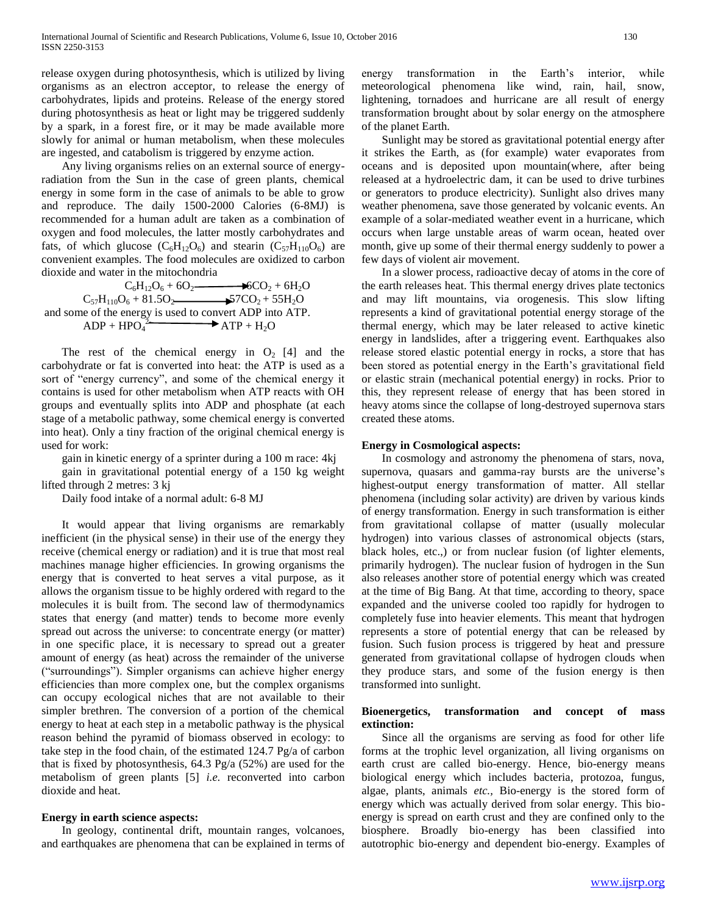release oxygen during photosynthesis, which is utilized by living organisms as an electron acceptor, to release the energy of carbohydrates, lipids and proteins. Release of the energy stored during photosynthesis as heat or light may be triggered suddenly by a spark, in a forest fire, or it may be made available more slowly for animal or human metabolism, when these molecules are ingested, and catabolism is triggered by enzyme action.

Any living organisms relies on an external source of energy-radiation from the Sun in the case of green plants, chemical energy in some form in the case of animals to be able to grow and reproduce. The daily 1500-2000 Calories (6-8MJ) is recommended for a human adult are taken as a combination of oxygen and food molecules, the latter mostly carbohydrates and fats, of which glucose ($C_6H_{12}O_6$) and stearin ($C_{57}H_{110}O_6$) are convenient examples. The food molecules are oxidized to carbon dioxide and water in the mitochondria

$$C_6H_{12}O_6 + 6O_2 \longrightarrow 6CO_2 + 6H_2O$$

$$C_{57}H_{110}O_6 + 81.5O_2 \longrightarrow 57CO_2 + 55H_2O$$

and some of the energy is used to convert ADP into ATP.

$$ADP + HPO_4^{2-} \longrightarrow ATP + H_2O$$

The rest of the chemical energy in $O_2$ [4] and the carbohydrate or fat is converted into heat: the ATP is used as a sort of "energy currency", and some of the chemical energy it contains is used for other metabolism when ATP reacts with OH groups and eventually splits into ADP and phosphate (at each stage of a metabolic pathway, some chemical energy is converted into heat). Only a tiny fraction of the original chemical energy is used for work:

gain in kinetic energy of a sprinter during a 100 m race: 4kj

gain in gravitational potential energy of a 150 kg weight lifted through 2 metres: 3 kj

Daily food intake of a normal adult: 6-8 MJ

It would appear that living organisms are remarkably inefficient (in the physical sense) in their use of the energy they receive (chemical energy or radiation) and it is true that most real machines manage higher efficiencies. In growing organisms the energy that is converted to heat serves a vital purpose, as it allows the organism tissue to be highly ordered with regard to the molecules it is built from. The second law of thermodynamics states that energy (and matter) tends to become more evenly spread out across the universe: to concentrate energy (or matter) in one specific place, it is necessary to spread out a greater amount of energy (as heat) across the remainder of the universe ("surroundings"). Simpler organisms can achieve higher energy efficiencies than more complex one, but the complex organisms can occupy ecological niches that are not available to their simpler brethren. The conversion of a portion of the chemical energy to heat at each step in a metabolic pathway is the physical reason behind the pyramid of biomass observed in ecology: to take step in the food chain, of the estimated 124.7 Pg/a of carbon that is fixed by photosynthesis, 64.3 Pg/a (52%) are used for the metabolism of green plants [5] *i.e.* reconverted into carbon dioxide and heat.

**Energy in earth science aspects:**

In geology, continental drift, mountain ranges, volcanoes, and earthquakes are phenomena that can be explained in terms of energy transformation in the Earth's interior, while meteorological phenomena like wind, rain, hail, snow, lightening, tornadoes and hurricane are all result of energy transformation brought about by solar energy on the atmosphere of the planet Earth.

Sunlight may be stored as gravitational potential energy after it strikes the Earth, as (for example) water evaporates from oceans and is deposited upon mountain(where, after being released at a hydroelectric dam, it can be used to drive turbines or generators to produce electricity). Sunlight also drives many weather phenomena, save those generated by volcanic events. An example of a solar-mediated weather event in a hurricane, which occurs when large unstable areas of warm ocean, heated over month, give up some of their thermal energy suddenly to power a few days of violent air movement.

In a slower process, radioactive decay of atoms in the core of the earth releases heat. This thermal energy drives plate tectonics and may lift mountains, via orogenesis. This slow lifting represents a kind of gravitational potential energy storage of the thermal energy, which may be later released to active kinetic energy in landslides, after a triggering event. Earthquakes also release stored elastic potential energy in rocks, a store that has been stored as potential energy in the Earth's gravitational field or elastic strain (mechanical potential energy) in rocks. Prior to this, they represent release of energy that has been stored in heavy atoms since the collapse of long-destroyed supernova stars created these atoms.

**Energy in Cosmological aspects:**

In cosmology and astronomy the phenomena of stars, nova, supernova, quasars and gamma-ray bursts are the universe's highest-output energy transformation of matter. All stellar phenomena (including solar activity) are driven by various kinds of energy transformation. Energy in such transformation is either from gravitational collapse of matter (usually molecular hydrogen) into various classes of astronomical objects (stars, black holes, etc.,) or from nuclear fusion (of lighter elements, primarily hydrogen). The nuclear fusion of hydrogen in the Sun also releases another store of potential energy which was created at the time of Big Bang. At that time, according to theory, space expanded and the universe cooled too rapidly for hydrogen to completely fuse into heavier elements. This meant that hydrogen represents a store of potential energy that can be released by fusion. Such fusion process is triggered by heat and pressure generated from gravitational collapse of hydrogen clouds when they produce stars, and some of the fusion energy is then transformed into sunlight.

**Bioenergetics, transformation and concept of mass extinction:**

Since all the organisms are serving as food for other life forms at the trophic level organization, all living organisms on earth crust are called bio-energy. Hence, bio-energy means biological energy which includes bacteria, protozoa, fungus, algae, plants, animals *etc.,* Bio-energy is the stored form of energy which was actually derived from solar energy. This bio-energy is spread on earth crust and they are confined only to the biosphere. Broadly bio-energy has been classified into autotrophic bio-energy and dependent bio-energy. Examples of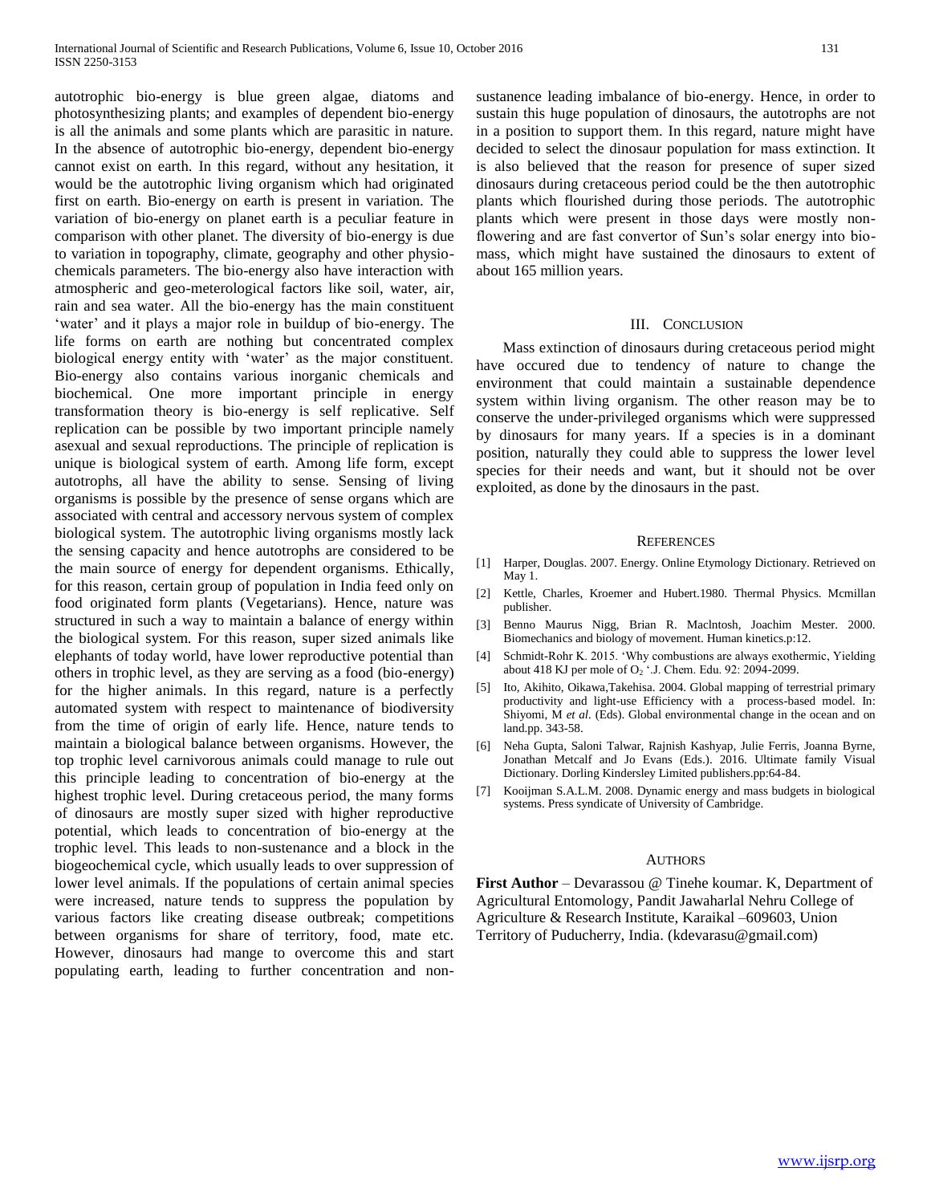autotrophic bio-energy is blue green algae, diatoms and photosynthesizing plants; and examples of dependent bio-energy is all the animals and some plants which are parasitic in nature. In the absence of autotrophic bio-energy, dependent bio-energy cannot exist on earth. In this regard, without any hesitation, it would be the autotrophic living organism which had originated first on earth. Bio-energy on earth is present in variation. The variation of bio-energy on planet earth is a peculiar feature in comparison with other planet. The diversity of bio-energy is due to variation in topography, climate, geography and other physio-chemicals parameters. The bio-energy also have interaction with atmospheric and geo-meterological factors like soil, water, air, rain and sea water. All the bio-energy has the main constituent 'water' and it plays a major role in buildup of bio-energy. The life forms on earth are nothing but concentrated complex biological energy entity with 'water' as the major constituent. Bio-energy also contains various inorganic chemicals and biochemical. One more important principle in energy transformation theory is bio-energy is self replicative. Self replication can be possible by two important principle namely asexual and sexual reproductions. The principle of replication is unique is biological system of earth. Among life form, except autotrophs, all have the ability to sense. Sensing of living organisms is possible by the presence of sense organs which are associated with central and accessory nervous system of complex biological system. The autotrophic living organisms mostly lack the sensing capacity and hence autotrophs are considered to be the main source of energy for dependent organisms. Ethically, for this reason, certain group of population in India feed only on food originated form plants (Vegetarians). Hence, nature was structured in such a way to maintain a balance of energy within the biological system. For this reason, super sized animals like elephants of today world, have lower reproductive potential than others in trophic level, as they are serving as a food (bio-energy) for the higher animals. In this regard, nature is a perfectly automated system with respect to maintenance of biodiversity from the time of origin of early life. Hence, nature tends to maintain a biological balance between organisms. However, the top trophic level carnivorous animals could manage to rule out this principle leading to concentration of bio-energy at the highest trophic level. During cretaceous period, the many forms of dinosaurs are mostly super sized with higher reproductive potential, which leads to concentration of bio-energy at the trophic level. This leads to non-sustenance and a block in the biogeochemical cycle, which usually leads to over suppression of lower level animals. If the populations of certain animal species were increased, nature tends to suppress the population by various factors like creating disease outbreak; competitions between organisms for share of territory, food, mate etc. However, dinosaurs had mange to overcome this and start populating earth, leading to further concentration and non-sustenance leading imbalance of bio-energy. Hence, in order to sustain this huge population of dinosaurs, the autotrophs are not in a position to support them. In this regard, nature might have decided to select the dinosaur population for mass extinction. It is also believed that the reason for presence of super sized dinosaurs during cretaceous period could be the then autotrophic plants which flourished during those periods. The autotrophic plants which were present in those days were mostly non-flowering and are fast convertor of Sun's solar energy into bio-mass, which might have sustained the dinosaurs to extent of about 165 million years.

## III. Conclusion

Mass extinction of dinosaurs during cretaceous period might have occured due to tendency of nature to change the environment that could maintain a sustainable dependence system within living organism. The other reason may be to conserve the under-privileged organisms which were suppressed by dinosaurs for many years. If a species is in a dominant position, naturally they could able to suppress the lower level species for their needs and want, but it should not be over exploited, as done by the dinosaurs in the past.

## References

[1] Harper, Douglas. 2007. Energy. Online Etymology Dictionary. Retrieved on May 1.

[2] Kettle, Charles, Kroemer and Hubert.1980. Thermal Physics. Mcmillan publisher.

[3] Benno Maurus Nigg, Brian R. Maclntosh, Joachim Mester. 2000. Biomechanics and biology of movement. Human kinetics.p:12.

[4] Schmidt-Rohr K. 2015. 'Why combustions are always exothermic, Yielding about 418 KJ per mole of $O_2$ '.J. Chem. Edu. 92: 2094-2099.

[5] Ito, Akihito, Oikawa,Takehisa. 2004. Global mapping of terrestrial primary productivity and light-use Efficiency with a process-based model. In: Shiyomi, M *et al.* (Eds). Global environmental change in the ocean and on land.pp. 343-58.

[6] Neha Gupta, Saloni Talwar, Rajnish Kashyap, Julie Ferris, Joanna Byrne, Jonathan Metcalf and Jo Evans (Eds.). 2016. Ultimate family Visual Dictionary. Dorling Kindersley Limited publishers.pp:64-84.

[7] Kooijman S.A.L.M. 2008. Dynamic energy and mass budgets in biological systems. Press syndicate of University of Cambridge.

## Authors

**First Author** – Devarassou @ Tinehe koumar. K, Department of Agricultural Entomology, Pandit Jawaharlal Nehru College of Agriculture & Research Institute, Karaikal –609603, Union Territory of Puducherry, India. (kdevarasu@gmail.com)